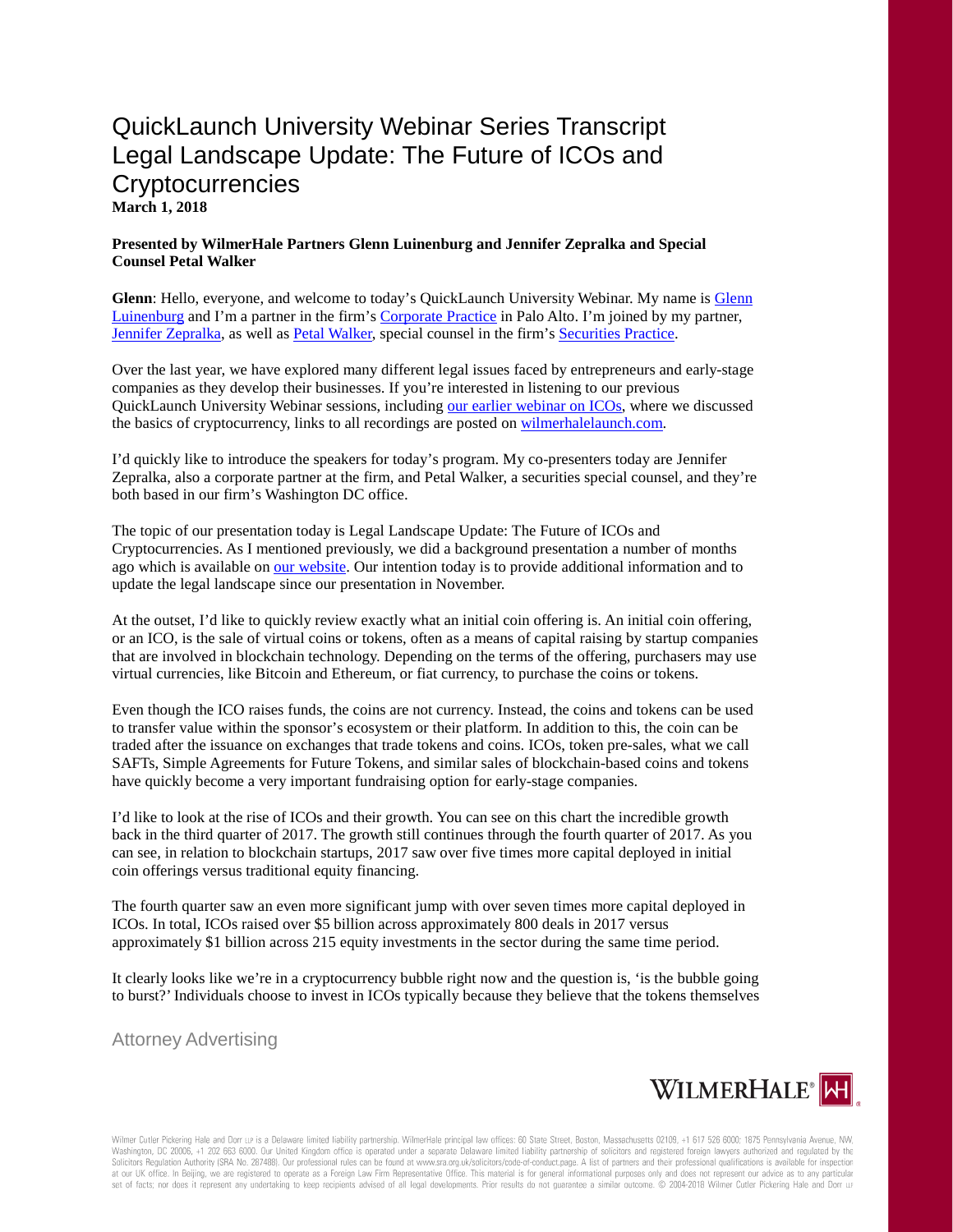# QuickLaunch University Webinar Series Transcript Legal Landscape Update: The Future of ICOs and Cryptocurrencies

**March 1, 2018**

**Presented by WilmerHale Partners Glenn Luinenburg and Jennifer Zepralka and Special Counsel Petal Walker**

**Glenn**: Hello, everyone, and welcome to today's QuickLaunch University Webinar. My name is Glenn Luinenburg and I'm a partner in the firm's Corporate Practice in Palo Alto. I'm joined by my partner, Jennifer Zepralka, as well as Petal Walker, special counsel in the firm's Securities Practice.

Over the last year, we have explored many different legal issues faced by entrepreneurs and early-stage companies as they develop their businesses. If you're interested in listening to our previous QuickLaunch University Webinar sessions, including our earlier webinar on ICOs, where we discussed the basics of cryptocurrency, links to all recordings are posted on wilmerhalelaunch.com.

I'd quickly like to introduce the speakers for today's program. My co-presenters today are Jennifer Zepralka, also a corporate partner at the firm, and Petal Walker, a securities special counsel, and they're both based in our firm's Washington DC office.

The topic of our presentation today is Legal Landscape Update: The Future of ICOs and Cryptocurrencies. As I mentioned previously, we did a background presentation a number of months ago which is available on our website. Our intention today is to provide additional information and to update the legal landscape since our presentation in November.

At the outset, I'd like to quickly review exactly what an initial coin offering is. An initial coin offering, or an ICO, is the sale of virtual coins or tokens, often as a means of capital raising by startup companies that are involved in blockchain technology. Depending on the terms of the offering, purchasers may use virtual currencies, like Bitcoin and Ethereum, or fiat currency, to purchase the coins or tokens.

Even though the ICO raises funds, the coins are not currency. Instead, the coins and tokens can be used to transfer value within the sponsor's ecosystem or their platform. In addition to this, the coin can be traded after the issuance on exchanges that trade tokens and coins. ICOs, token pre-sales, what we call SAFTs, Simple Agreements for Future Tokens, and similar sales of blockchain-based coins and tokens have quickly become a very important fundraising option for early-stage companies.

I'd like to look at the rise of ICOs and their growth. You can see on this chart the incredible growth back in the third quarter of 2017. The growth still continues through the fourth quarter of 2017. As you can see, in relation to blockchain startups, 2017 saw over five times more capital deployed in initial coin offerings versus traditional equity financing.

The fourth quarter saw an even more significant jump with over seven times more capital deployed in ICOs. In total, ICOs raised over $5 billion across approximately 800 deals in 2017 versus approximately $1 billion across 215 equity investments in the sector during the same time period.

It clearly looks like we're in a cryptocurrency bubble right now and the question is, 'is the bubble going to burst?' Individuals choose to invest in ICOs typically because they believe that the tokens themselves

Attorney Advertising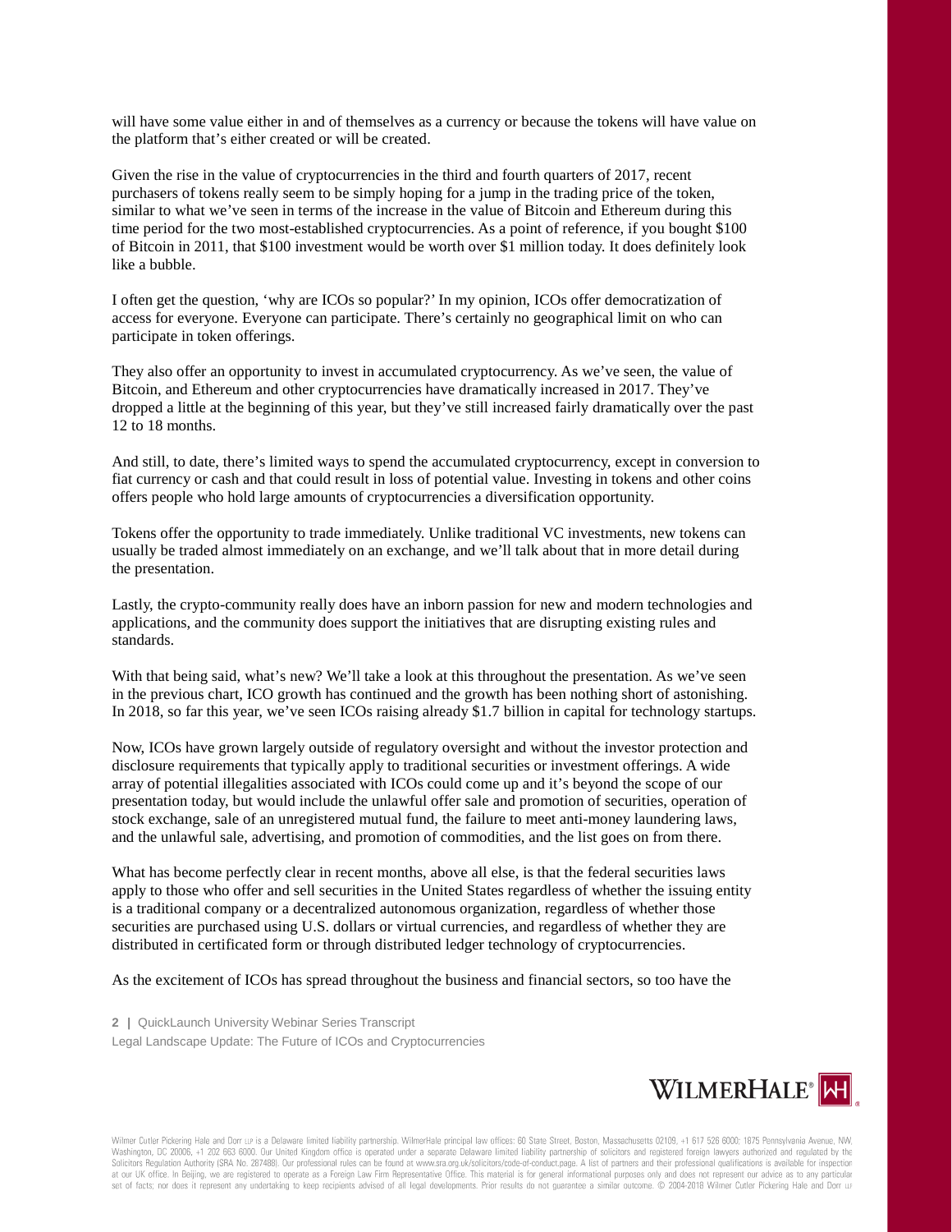will have some value either in and of themselves as a currency or because the tokens will have value on the platform that's either created or will be created.

Given the rise in the value of cryptocurrencies in the third and fourth quarters of 2017, recent purchasers of tokens really seem to be simply hoping for a jump in the trading price of the token, similar to what we've seen in terms of the increase in the value of Bitcoin and Ethereum during this time period for the two most-established cryptocurrencies. As a point of reference, if you bought $100 of Bitcoin in 2011, that $100 investment would be worth over $1 million today. It does definitely look like a bubble.

I often get the question, 'why are ICOs so popular?' In my opinion, ICOs offer democratization of access for everyone. Everyone can participate. There's certainly no geographical limit on who can participate in token offerings.

They also offer an opportunity to invest in accumulated cryptocurrency. As we've seen, the value of Bitcoin, and Ethereum and other cryptocurrencies have dramatically increased in 2017. They've dropped a little at the beginning of this year, but they've still increased fairly dramatically over the past 12 to 18 months.

And still, to date, there's limited ways to spend the accumulated cryptocurrency, except in conversion to fiat currency or cash and that could result in loss of potential value. Investing in tokens and other coins offers people who hold large amounts of cryptocurrencies a diversification opportunity.

Tokens offer the opportunity to trade immediately. Unlike traditional VC investments, new tokens can usually be traded almost immediately on an exchange, and we'll talk about that in more detail during the presentation.

Lastly, the crypto-community really does have an inborn passion for new and modern technologies and applications, and the community does support the initiatives that are disrupting existing rules and standards.

With that being said, what's new? We'll take a look at this throughout the presentation. As we've seen in the previous chart, ICO growth has continued and the growth has been nothing short of astonishing. In 2018, so far this year, we've seen ICOs raising already $1.7 billion in capital for technology startups.

Now, ICOs have grown largely outside of regulatory oversight and without the investor protection and disclosure requirements that typically apply to traditional securities or investment offerings. A wide array of potential illegalities associated with ICOs could come up and it's beyond the scope of our presentation today, but would include the unlawful offer sale and promotion of securities, operation of stock exchange, sale of an unregistered mutual fund, the failure to meet anti-money laundering laws, and the unlawful sale, advertising, and promotion of commodities, and the list goes on from there.

What has become perfectly clear in recent months, above all else, is that the federal securities laws apply to those who offer and sell securities in the United States regardless of whether the issuing entity is a traditional company or a decentralized autonomous organization, regardless of whether those securities are purchased using U.S. dollars or virtual currencies, and regardless of whether they are distributed in certificated form or through distributed ledger technology of cryptocurrencies.

As the excitement of ICOs has spread throughout the business and financial sectors, so too have the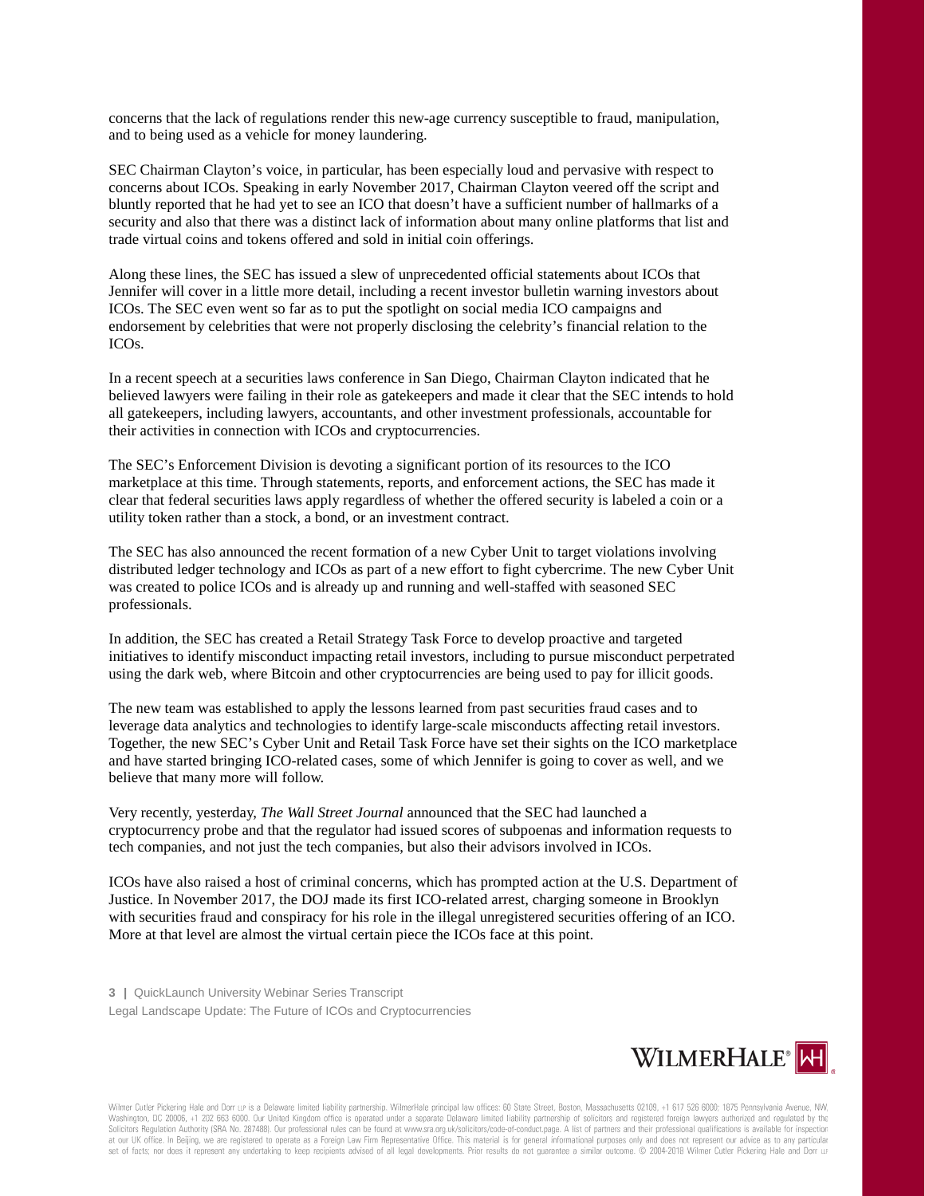concerns that the lack of regulations render this new-age currency susceptible to fraud, manipulation, and to being used as a vehicle for money laundering.

SEC Chairman Clayton's voice, in particular, has been especially loud and pervasive with respect to concerns about ICOs. Speaking in early November 2017, Chairman Clayton veered off the script and bluntly reported that he had yet to see an ICO that doesn't have a sufficient number of hallmarks of a security and also that there was a distinct lack of information about many online platforms that list and trade virtual coins and tokens offered and sold in initial coin offerings.

Along these lines, the SEC has issued a slew of unprecedented official statements about ICOs that Jennifer will cover in a little more detail, including a recent investor bulletin warning investors about ICOs. The SEC even went so far as to put the spotlight on social media ICO campaigns and endorsement by celebrities that were not properly disclosing the celebrity's financial relation to the ICOs.

In a recent speech at a securities laws conference in San Diego, Chairman Clayton indicated that he believed lawyers were failing in their role as gatekeepers and made it clear that the SEC intends to hold all gatekeepers, including lawyers, accountants, and other investment professionals, accountable for their activities in connection with ICOs and cryptocurrencies.

The SEC's Enforcement Division is devoting a significant portion of its resources to the ICO marketplace at this time. Through statements, reports, and enforcement actions, the SEC has made it clear that federal securities laws apply regardless of whether the offered security is labeled a coin or a utility token rather than a stock, a bond, or an investment contract.

The SEC has also announced the recent formation of a new Cyber Unit to target violations involving distributed ledger technology and ICOs as part of a new effort to fight cybercrime. The new Cyber Unit was created to police ICOs and is already up and running and well-staffed with seasoned SEC professionals.

In addition, the SEC has created a Retail Strategy Task Force to develop proactive and targeted initiatives to identify misconduct impacting retail investors, including to pursue misconduct perpetrated using the dark web, where Bitcoin and other cryptocurrencies are being used to pay for illicit goods.

The new team was established to apply the lessons learned from past securities fraud cases and to leverage data analytics and technologies to identify large-scale misconducts affecting retail investors. Together, the new SEC's Cyber Unit and Retail Task Force have set their sights on the ICO marketplace and have started bringing ICO-related cases, some of which Jennifer is going to cover as well, and we believe that many more will follow.

Very recently, yesterday, *The Wall Street Journal* announced that the SEC had launched a cryptocurrency probe and that the regulator had issued scores of subpoenas and information requests to tech companies, and not just the tech companies, but also their advisors involved in ICOs.

ICOs have also raised a host of criminal concerns, which has prompted action at the U.S. Department of Justice. In November 2017, the DOJ made its first ICO-related arrest, charging someone in Brooklyn with securities fraud and conspiracy for his role in the illegal unregistered securities offering of an ICO. More at that level are almost the virtual certain piece the ICOs face at this point.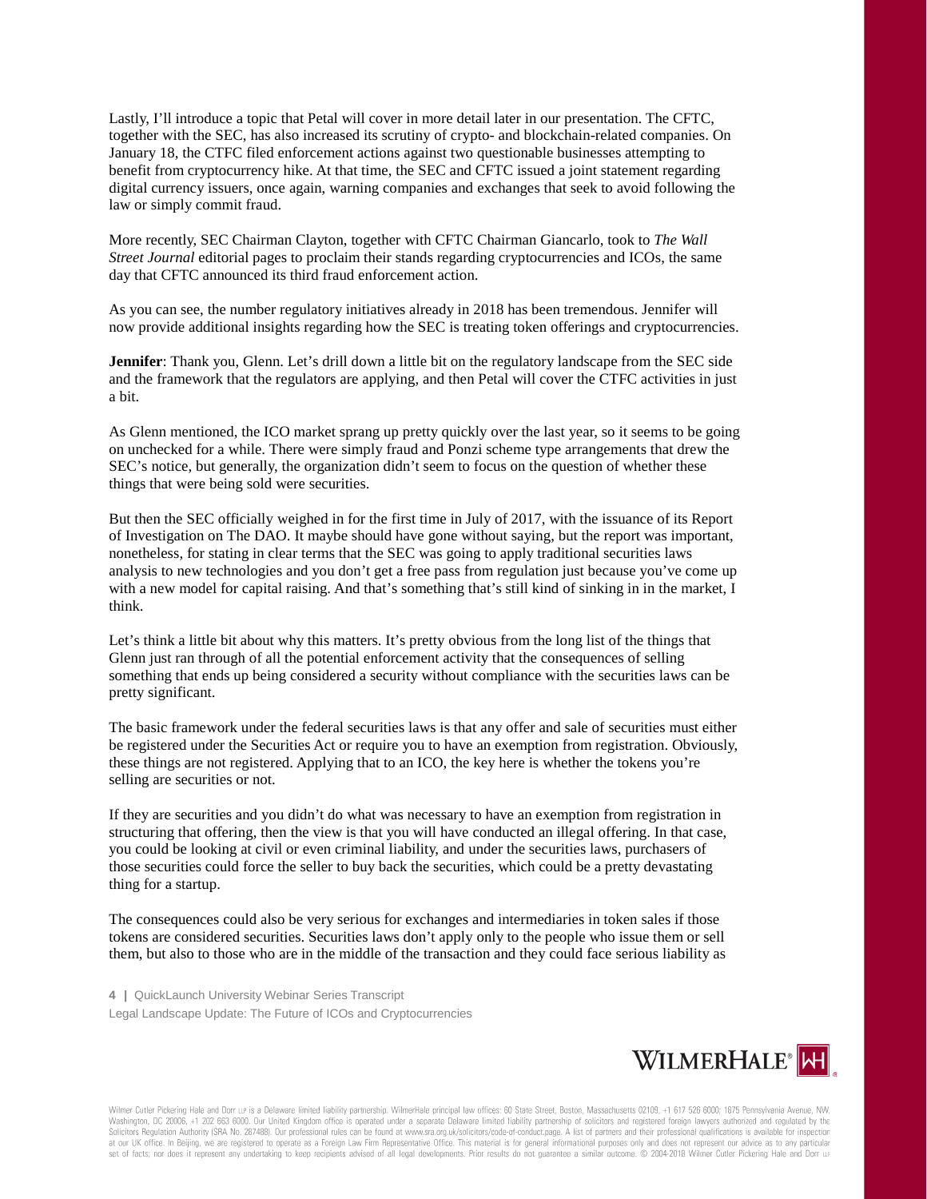Lastly, I'll introduce a topic that Petal will cover in more detail later in our presentation. The CFTC, together with the SEC, has also increased its scrutiny of crypto- and blockchain-related companies. On January 18, the CTFC filed enforcement actions against two questionable businesses attempting to benefit from cryptocurrency hike. At that time, the SEC and CFTC issued a joint statement regarding digital currency issuers, once again, warning companies and exchanges that seek to avoid following the law or simply commit fraud.

More recently, SEC Chairman Clayton, together with CFTC Chairman Giancarlo, took to *The Wall Street Journal* editorial pages to proclaim their stands regarding cryptocurrencies and ICOs, the same day that CFTC announced its third fraud enforcement action.

As you can see, the number regulatory initiatives already in 2018 has been tremendous. Jennifer will now provide additional insights regarding how the SEC is treating token offerings and cryptocurrencies.

**Jennifer**: Thank you, Glenn. Let's drill down a little bit on the regulatory landscape from the SEC side and the framework that the regulators are applying, and then Petal will cover the CTFC activities in just a bit.

As Glenn mentioned, the ICO market sprang up pretty quickly over the last year, so it seems to be going on unchecked for a while. There were simply fraud and Ponzi scheme type arrangements that drew the SEC's notice, but generally, the organization didn't seem to focus on the question of whether these things that were being sold were securities.

But then the SEC officially weighed in for the first time in July of 2017, with the issuance of its Report of Investigation on The DAO. It maybe should have gone without saying, but the report was important, nonetheless, for stating in clear terms that the SEC was going to apply traditional securities laws analysis to new technologies and you don't get a free pass from regulation just because you've come up with a new model for capital raising. And that's something that's still kind of sinking in in the market, I think.

Let's think a little bit about why this matters. It's pretty obvious from the long list of the things that Glenn just ran through of all the potential enforcement activity that the consequences of selling something that ends up being considered a security without compliance with the securities laws can be pretty significant.

The basic framework under the federal securities laws is that any offer and sale of securities must either be registered under the Securities Act or require you to have an exemption from registration. Obviously, these things are not registered. Applying that to an ICO, the key here is whether the tokens you're selling are securities or not.

If they are securities and you didn't do what was necessary to have an exemption from registration in structuring that offering, then the view is that you will have conducted an illegal offering. In that case, you could be looking at civil or even criminal liability, and under the securities laws, purchasers of those securities could force the seller to buy back the securities, which could be a pretty devastating thing for a startup.

The consequences could also be very serious for exchanges and intermediaries in token sales if those tokens are considered securities. Securities laws don't apply only to the people who issue them or sell them, but also to those who are in the middle of the transaction and they could face serious liability as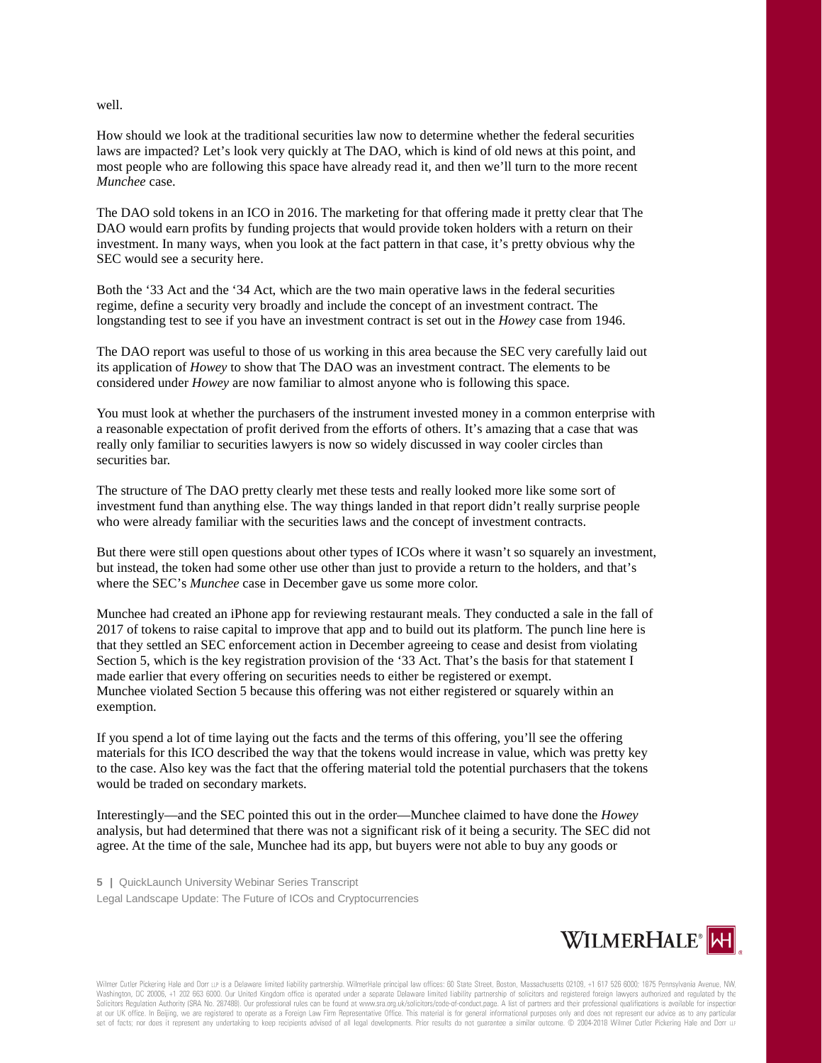well.

How should we look at the traditional securities law now to determine whether the federal securities laws are impacted? Let's look very quickly at The DAO, which is kind of old news at this point, and most people who are following this space have already read it, and then we'll turn to the more recent *Munchee* case.

The DAO sold tokens in an ICO in 2016. The marketing for that offering made it pretty clear that The DAO would earn profits by funding projects that would provide token holders with a return on their investment. In many ways, when you look at the fact pattern in that case, it's pretty obvious why the SEC would see a security here.

Both the '33 Act and the '34 Act, which are the two main operative laws in the federal securities regime, define a security very broadly and include the concept of an investment contract. The longstanding test to see if you have an investment contract is set out in the *Howey* case from 1946.

The DAO report was useful to those of us working in this area because the SEC very carefully laid out its application of *Howey* to show that The DAO was an investment contract. The elements to be considered under *Howey* are now familiar to almost anyone who is following this space.

You must look at whether the purchasers of the instrument invested money in a common enterprise with a reasonable expectation of profit derived from the efforts of others. It's amazing that a case that was really only familiar to securities lawyers is now so widely discussed in way cooler circles than securities bar.

The structure of The DAO pretty clearly met these tests and really looked more like some sort of investment fund than anything else. The way things landed in that report didn't really surprise people who were already familiar with the securities laws and the concept of investment contracts.

But there were still open questions about other types of ICOs where it wasn't so squarely an investment, but instead, the token had some other use other than just to provide a return to the holders, and that's where the SEC's *Munchee* case in December gave us some more color.

Munchee had created an iPhone app for reviewing restaurant meals. They conducted a sale in the fall of 2017 of tokens to raise capital to improve that app and to build out its platform. The punch line here is that they settled an SEC enforcement action in December agreeing to cease and desist from violating Section 5, which is the key registration provision of the '33 Act. That's the basis for that statement I made earlier that every offering on securities needs to either be registered or exempt. Munchee violated Section 5 because this offering was not either registered or squarely within an exemption.

If you spend a lot of time laying out the facts and the terms of this offering, you'll see the offering materials for this ICO described the way that the tokens would increase in value, which was pretty key to the case. Also key was the fact that the offering material told the potential purchasers that the tokens would be traded on secondary markets.

Interestingly—and the SEC pointed this out in the order—Munchee claimed to have done the *Howey* analysis, but had determined that there was not a significant risk of it being a security. The SEC did not agree. At the time of the sale, Munchee had its app, but buyers were not able to buy any goods or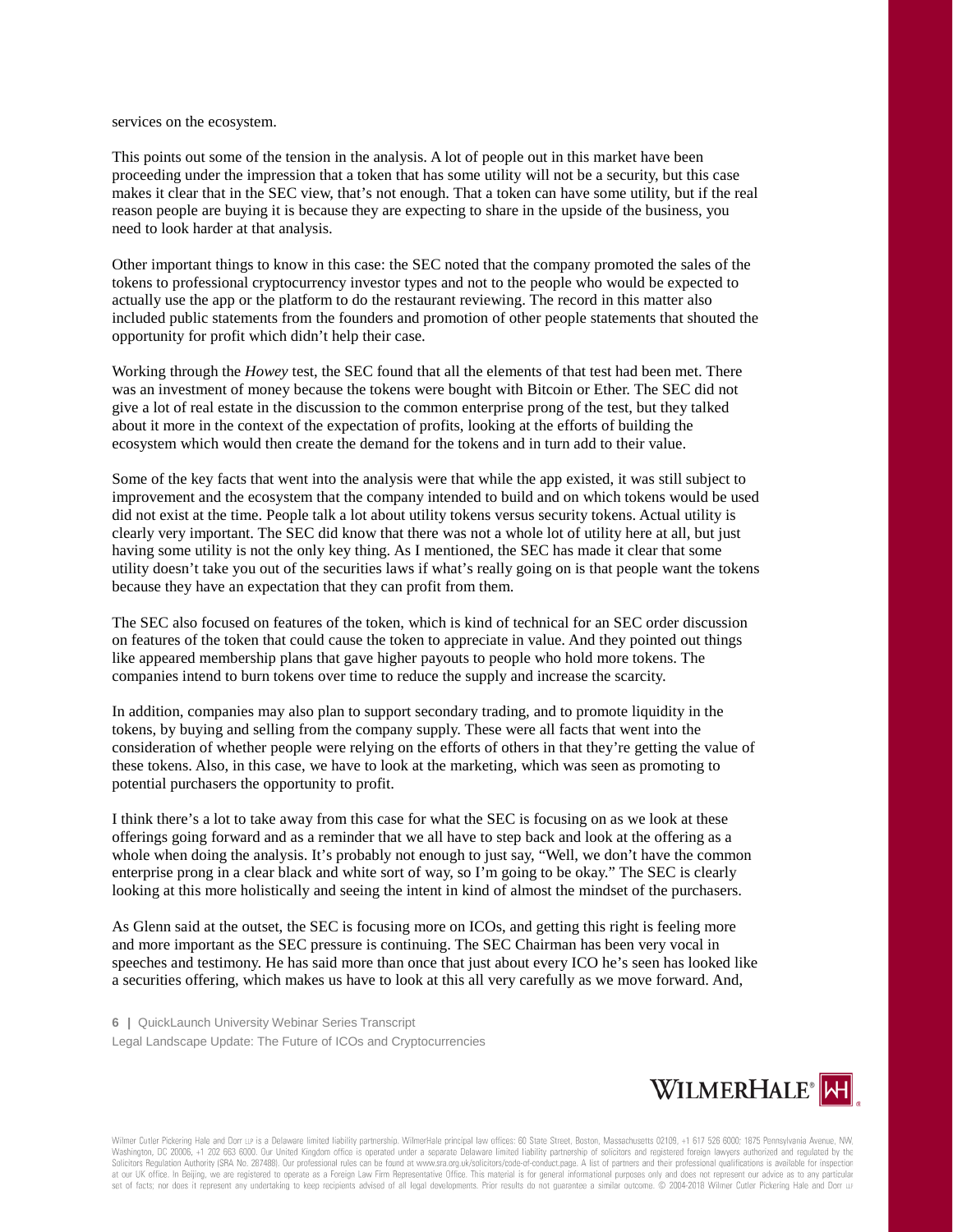services on the ecosystem.

This points out some of the tension in the analysis. A lot of people out in this market have been proceeding under the impression that a token that has some utility will not be a security, but this case makes it clear that in the SEC view, that's not enough. That a token can have some utility, but if the real reason people are buying it is because they are expecting to share in the upside of the business, you need to look harder at that analysis.

Other important things to know in this case: the SEC noted that the company promoted the sales of the tokens to professional cryptocurrency investor types and not to the people who would be expected to actually use the app or the platform to do the restaurant reviewing. The record in this matter also included public statements from the founders and promotion of other people statements that shouted the opportunity for profit which didn't help their case.

Working through the *Howey* test, the SEC found that all the elements of that test had been met. There was an investment of money because the tokens were bought with Bitcoin or Ether. The SEC did not give a lot of real estate in the discussion to the common enterprise prong of the test, but they talked about it more in the context of the expectation of profits, looking at the efforts of building the ecosystem which would then create the demand for the tokens and in turn add to their value.

Some of the key facts that went into the analysis were that while the app existed, it was still subject to improvement and the ecosystem that the company intended to build and on which tokens would be used did not exist at the time. People talk a lot about utility tokens versus security tokens. Actual utility is clearly very important. The SEC did know that there was not a whole lot of utility here at all, but just having some utility is not the only key thing. As I mentioned, the SEC has made it clear that some utility doesn't take you out of the securities laws if what's really going on is that people want the tokens because they have an expectation that they can profit from them.

The SEC also focused on features of the token, which is kind of technical for an SEC order discussion on features of the token that could cause the token to appreciate in value. And they pointed out things like appeared membership plans that gave higher payouts to people who hold more tokens. The companies intend to burn tokens over time to reduce the supply and increase the scarcity.

In addition, companies may also plan to support secondary trading, and to promote liquidity in the tokens, by buying and selling from the company supply. These were all facts that went into the consideration of whether people were relying on the efforts of others in that they're getting the value of these tokens. Also, in this case, we have to look at the marketing, which was seen as promoting to potential purchasers the opportunity to profit.

I think there's a lot to take away from this case for what the SEC is focusing on as we look at these offerings going forward and as a reminder that we all have to step back and look at the offering as a whole when doing the analysis. It's probably not enough to just say, "Well, we don't have the common enterprise prong in a clear black and white sort of way, so I'm going to be okay." The SEC is clearly looking at this more holistically and seeing the intent in kind of almost the mindset of the purchasers.

As Glenn said at the outset, the SEC is focusing more on ICOs, and getting this right is feeling more and more important as the SEC pressure is continuing. The SEC Chairman has been very vocal in speeches and testimony. He has said more than once that just about every ICO he's seen has looked like a securities offering, which makes us have to look at this all very carefully as we move forward. And,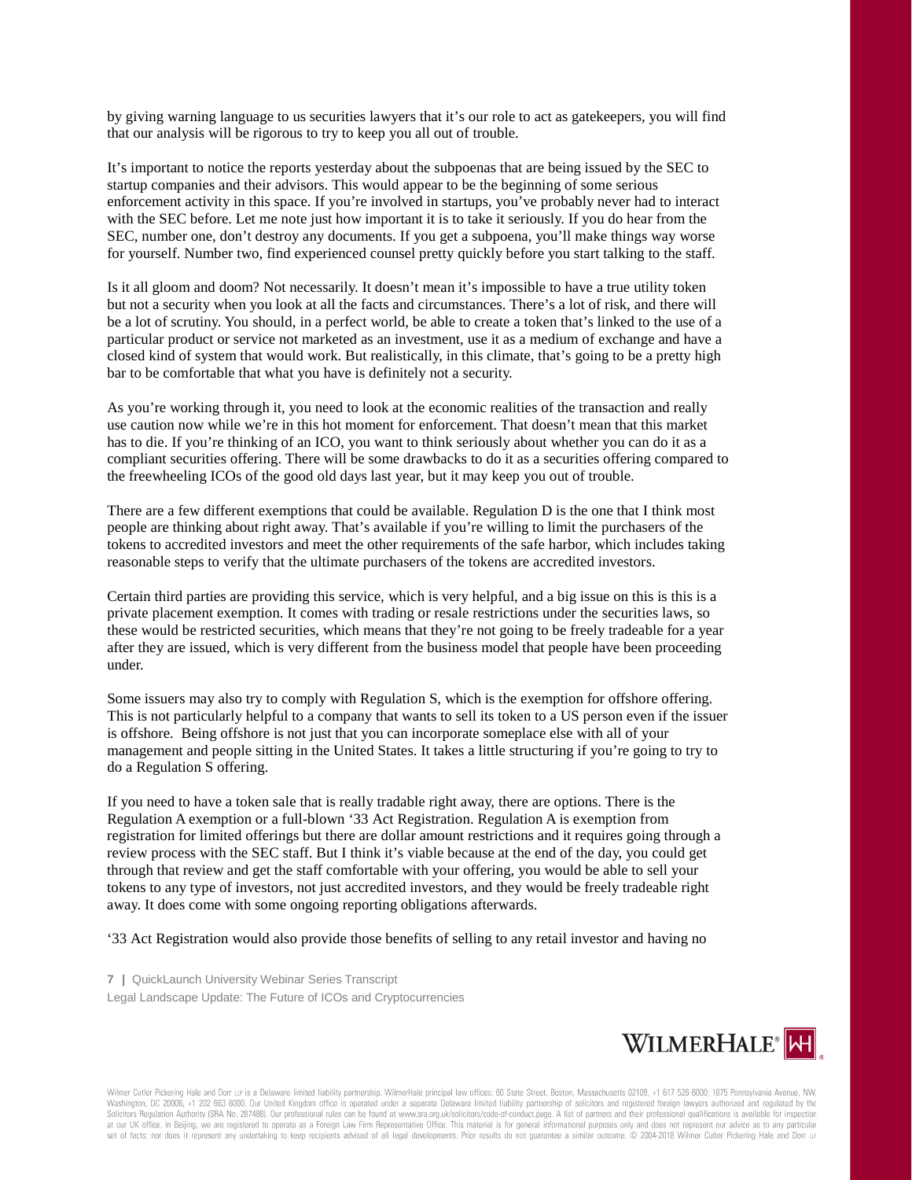by giving warning language to us securities lawyers that it's our role to act as gatekeepers, you will find that our analysis will be rigorous to try to keep you all out of trouble.

It's important to notice the reports yesterday about the subpoenas that are being issued by the SEC to startup companies and their advisors. This would appear to be the beginning of some serious enforcement activity in this space. If you're involved in startups, you've probably never had to interact with the SEC before. Let me note just how important it is to take it seriously. If you do hear from the SEC, number one, don't destroy any documents. If you get a subpoena, you'll make things way worse for yourself. Number two, find experienced counsel pretty quickly before you start talking to the staff.

Is it all gloom and doom? Not necessarily. It doesn't mean it's impossible to have a true utility token but not a security when you look at all the facts and circumstances. There's a lot of risk, and there will be a lot of scrutiny. You should, in a perfect world, be able to create a token that's linked to the use of a particular product or service not marketed as an investment, use it as a medium of exchange and have a closed kind of system that would work. But realistically, in this climate, that's going to be a pretty high bar to be comfortable that what you have is definitely not a security.

As you're working through it, you need to look at the economic realities of the transaction and really use caution now while we're in this hot moment for enforcement. That doesn't mean that this market has to die. If you're thinking of an ICO, you want to think seriously about whether you can do it as a compliant securities offering. There will be some drawbacks to do it as a securities offering compared to the freewheeling ICOs of the good old days last year, but it may keep you out of trouble.

There are a few different exemptions that could be available. Regulation D is the one that I think most people are thinking about right away. That's available if you're willing to limit the purchasers of the tokens to accredited investors and meet the other requirements of the safe harbor, which includes taking reasonable steps to verify that the ultimate purchasers of the tokens are accredited investors.

Certain third parties are providing this service, which is very helpful, and a big issue on this is this is a private placement exemption. It comes with trading or resale restrictions under the securities laws, so these would be restricted securities, which means that they're not going to be freely tradeable for a year after they are issued, which is very different from the business model that people have been proceeding under.

Some issuers may also try to comply with Regulation S, which is the exemption for offshore offering. This is not particularly helpful to a company that wants to sell its token to a US person even if the issuer is offshore. Being offshore is not just that you can incorporate someplace else with all of your management and people sitting in the United States. It takes a little structuring if you're going to try to do a Regulation S offering.

If you need to have a token sale that is really tradable right away, there are options. There is the Regulation A exemption or a full-blown '33 Act Registration. Regulation A is exemption from registration for limited offerings but there are dollar amount restrictions and it requires going through a review process with the SEC staff. But I think it's viable because at the end of the day, you could get through that review and get the staff comfortable with your offering, you would be able to sell your tokens to any type of investors, not just accredited investors, and they would be freely tradeable right away. It does come with some ongoing reporting obligations afterwards.

'33 Act Registration would also provide those benefits of selling to any retail investor and having no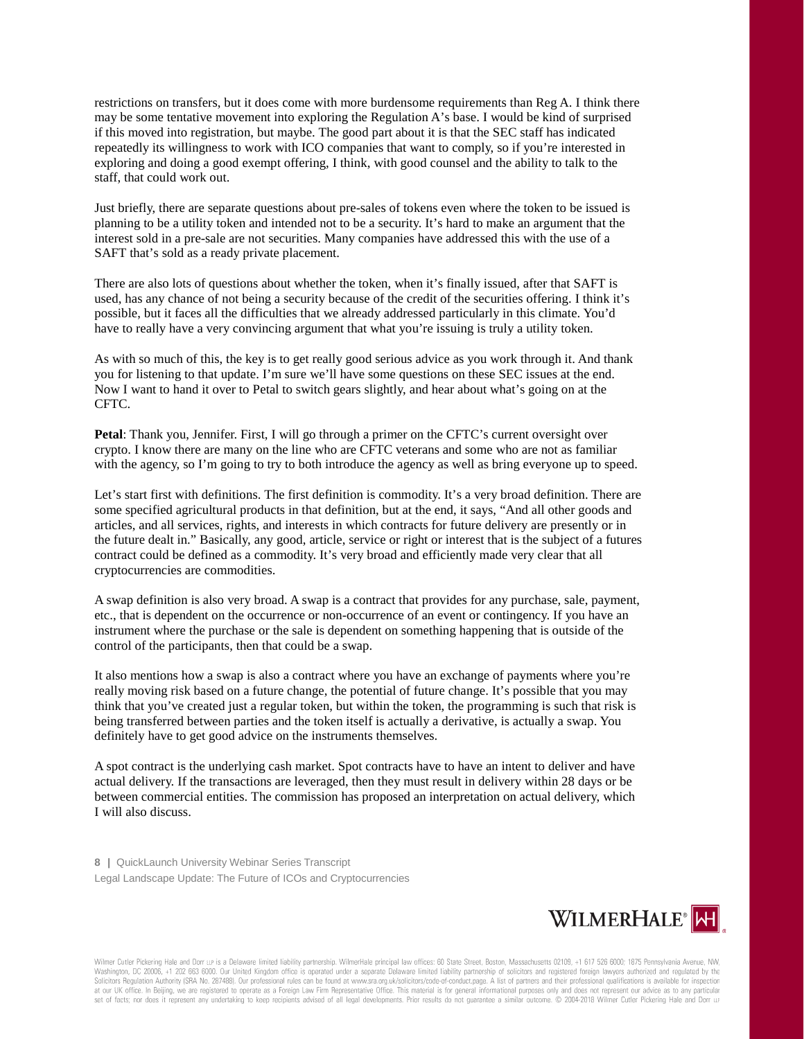restrictions on transfers, but it does come with more burdensome requirements than Reg A. I think there may be some tentative movement into exploring the Regulation A's base. I would be kind of surprised if this moved into registration, but maybe. The good part about it is that the SEC staff has indicated repeatedly its willingness to work with ICO companies that want to comply, so if you're interested in exploring and doing a good exempt offering, I think, with good counsel and the ability to talk to the staff, that could work out.

Just briefly, there are separate questions about pre-sales of tokens even where the token to be issued is planning to be a utility token and intended not to be a security. It's hard to make an argument that the interest sold in a pre-sale are not securities. Many companies have addressed this with the use of a SAFT that's sold as a ready private placement.

There are also lots of questions about whether the token, when it's finally issued, after that SAFT is used, has any chance of not being a security because of the credit of the securities offering. I think it's possible, but it faces all the difficulties that we already addressed particularly in this climate. You'd have to really have a very convincing argument that what you're issuing is truly a utility token.

As with so much of this, the key is to get really good serious advice as you work through it. And thank you for listening to that update. I'm sure we'll have some questions on these SEC issues at the end. Now I want to hand it over to Petal to switch gears slightly, and hear about what's going on at the CFTC.

**Petal**: Thank you, Jennifer. First, I will go through a primer on the CFTC's current oversight over crypto. I know there are many on the line who are CFTC veterans and some who are not as familiar with the agency, so I'm going to try to both introduce the agency as well as bring everyone up to speed.

Let's start first with definitions. The first definition is commodity. It's a very broad definition. There are some specified agricultural products in that definition, but at the end, it says, "And all other goods and articles, and all services, rights, and interests in which contracts for future delivery are presently or in the future dealt in." Basically, any good, article, service or right or interest that is the subject of a futures contract could be defined as a commodity. It's very broad and efficiently made very clear that all cryptocurrencies are commodities.

A swap definition is also very broad. A swap is a contract that provides for any purchase, sale, payment, etc., that is dependent on the occurrence or non-occurrence of an event or contingency. If you have an instrument where the purchase or the sale is dependent on something happening that is outside of the control of the participants, then that could be a swap.

It also mentions how a swap is also a contract where you have an exchange of payments where you're really moving risk based on a future change, the potential of future change. It's possible that you may think that you've created just a regular token, but within the token, the programming is such that risk is being transferred between parties and the token itself is actually a derivative, is actually a swap. You definitely have to get good advice on the instruments themselves.

A spot contract is the underlying cash market. Spot contracts have to have an intent to deliver and have actual delivery. If the transactions are leveraged, then they must result in delivery within 28 days or be between commercial entities. The commission has proposed an interpretation on actual delivery, which I will also discuss.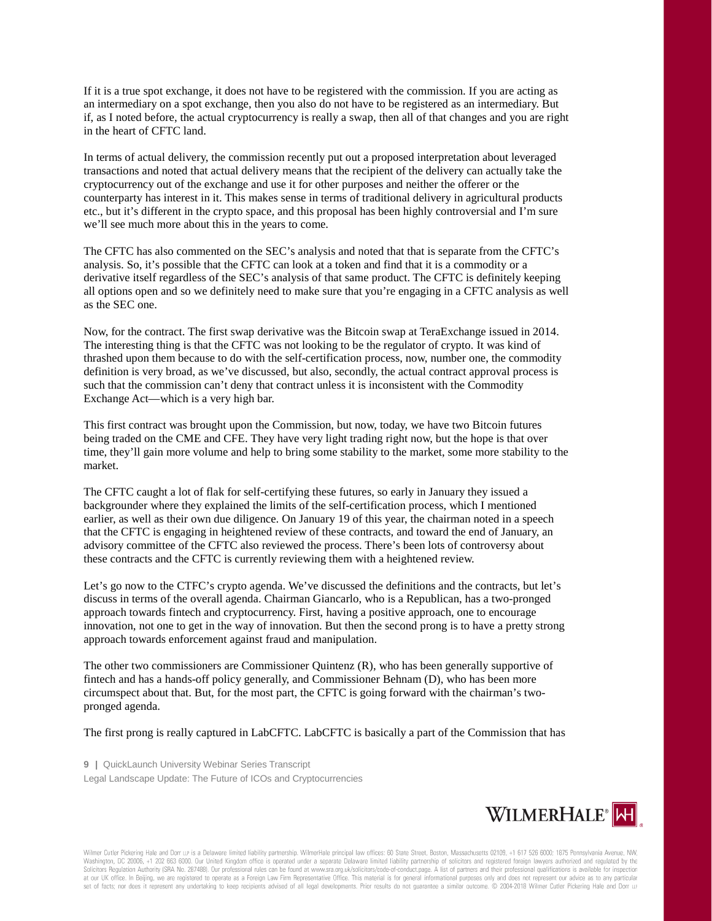If it is a true spot exchange, it does not have to be registered with the commission. If you are acting as an intermediary on a spot exchange, then you also do not have to be registered as an intermediary. But if, as I noted before, the actual cryptocurrency is really a swap, then all of that changes and you are right in the heart of CFTC land.

In terms of actual delivery, the commission recently put out a proposed interpretation about leveraged transactions and noted that actual delivery means that the recipient of the delivery can actually take the cryptocurrency out of the exchange and use it for other purposes and neither the offerer or the counterparty has interest in it. This makes sense in terms of traditional delivery in agricultural products etc., but it's different in the crypto space, and this proposal has been highly controversial and I'm sure we'll see much more about this in the years to come.

The CFTC has also commented on the SEC's analysis and noted that that is separate from the CFTC's analysis. So, it's possible that the CFTC can look at a token and find that it is a commodity or a derivative itself regardless of the SEC's analysis of that same product. The CFTC is definitely keeping all options open and so we definitely need to make sure that you're engaging in a CFTC analysis as well as the SEC one.

Now, for the contract. The first swap derivative was the Bitcoin swap at TeraExchange issued in 2014. The interesting thing is that the CFTC was not looking to be the regulator of crypto. It was kind of thrashed upon them because to do with the self-certification process, now, number one, the commodity definition is very broad, as we've discussed, but also, secondly, the actual contract approval process is such that the commission can't deny that contract unless it is inconsistent with the Commodity Exchange Act—which is a very high bar.

This first contract was brought upon the Commission, but now, today, we have two Bitcoin futures being traded on the CME and CFE. They have very light trading right now, but the hope is that over time, they'll gain more volume and help to bring some stability to the market, some more stability to the market.

The CFTC caught a lot of flak for self-certifying these futures, so early in January they issued a backgrounder where they explained the limits of the self-certification process, which I mentioned earlier, as well as their own due diligence. On January 19 of this year, the chairman noted in a speech that the CFTC is engaging in heightened review of these contracts, and toward the end of January, an advisory committee of the CFTC also reviewed the process. There's been lots of controversy about these contracts and the CFTC is currently reviewing them with a heightened review.

Let's go now to the CTFC's crypto agenda. We've discussed the definitions and the contracts, but let's discuss in terms of the overall agenda. Chairman Giancarlo, who is a Republican, has a two-pronged approach towards fintech and cryptocurrency. First, having a positive approach, one to encourage innovation, not one to get in the way of innovation. But then the second prong is to have a pretty strong approach towards enforcement against fraud and manipulation.

The other two commissioners are Commissioner Quintenz (R), who has been generally supportive of fintech and has a hands-off policy generally, and Commissioner Behnam (D), who has been more circumspect about that. But, for the most part, the CFTC is going forward with the chairman's two-pronged agenda.

The first prong is really captured in LabCFTC. LabCFTC is basically a part of the Commission that has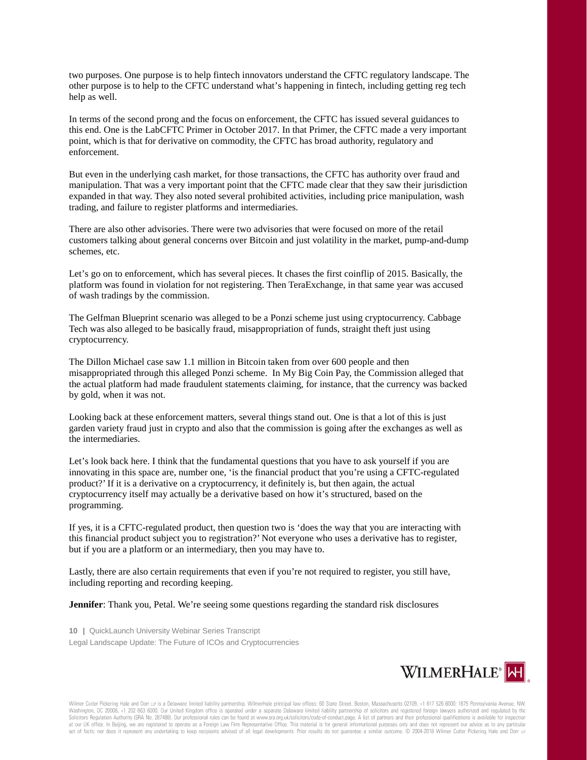two purposes. One purpose is to help fintech innovators understand the CFTC regulatory landscape. The other purpose is to help to the CFTC understand what's happening in fintech, including getting reg tech help as well.

In terms of the second prong and the focus on enforcement, the CFTC has issued several guidances to this end. One is the LabCFTC Primer in October 2017. In that Primer, the CFTC made a very important point, which is that for derivative on commodity, the CFTC has broad authority, regulatory and enforcement.

But even in the underlying cash market, for those transactions, the CFTC has authority over fraud and manipulation. That was a very important point that the CFTC made clear that they saw their jurisdiction expanded in that way. They also noted several prohibited activities, including price manipulation, wash trading, and failure to register platforms and intermediaries.

There are also other advisories. There were two advisories that were focused on more of the retail customers talking about general concerns over Bitcoin and just volatility in the market, pump-and-dump schemes, etc.

Let's go on to enforcement, which has several pieces. It chases the first coinflip of 2015. Basically, the platform was found in violation for not registering. Then TeraExchange, in that same year was accused of wash tradings by the commission.

The Gelfman Blueprint scenario was alleged to be a Ponzi scheme just using cryptocurrency. Cabbage Tech was also alleged to be basically fraud, misappropriation of funds, straight theft just using cryptocurrency.

The Dillon Michael case saw 1.1 million in Bitcoin taken from over 600 people and then misappropriated through this alleged Ponzi scheme.  In My Big Coin Pay, the Commission alleged that the actual platform had made fraudulent statements claiming, for instance, that the currency was backed by gold, when it was not.

Looking back at these enforcement matters, several things stand out. One is that a lot of this is just garden variety fraud just in crypto and also that the commission is going after the exchanges as well as the intermediaries.

Let's look back here. I think that the fundamental questions that you have to ask yourself if you are innovating in this space are, number one, 'is the financial product that you're using a CFTC-regulated product?' If it is a derivative on a cryptocurrency, it definitely is, but then again, the actual cryptocurrency itself may actually be a derivative based on how it's structured, based on the programming.

If yes, it is a CFTC-regulated product, then question two is 'does the way that you are interacting with this financial product subject you to registration?' Not everyone who uses a derivative has to register, but if you are a platform or an intermediary, then you may have to.

Lastly, there are also certain requirements that even if you're not required to register, you still have, including reporting and recording keeping.

**Jennifer**: Thank you, Petal. We're seeing some questions regarding the standard risk disclosures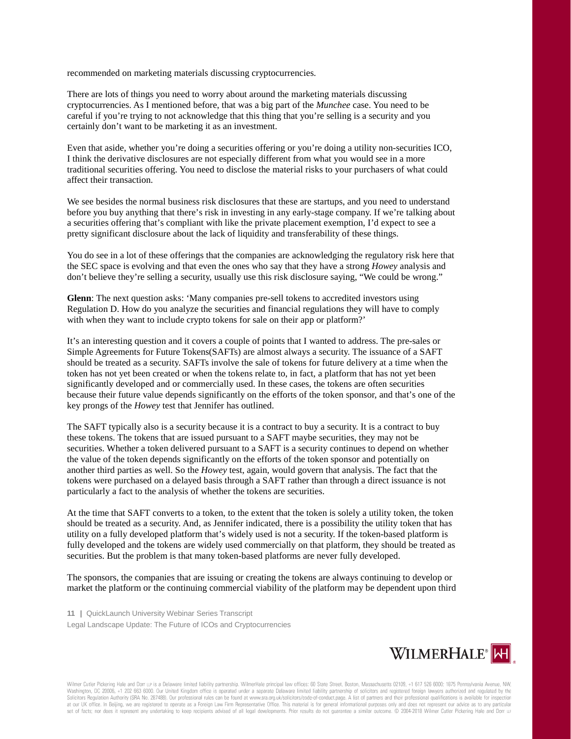recommended on marketing materials discussing cryptocurrencies.

There are lots of things you need to worry about around the marketing materials discussing cryptocurrencies. As I mentioned before, that was a big part of the *Munchee* case. You need to be careful if you're trying to not acknowledge that this thing that you're selling is a security and you certainly don't want to be marketing it as an investment.

Even that aside, whether you're doing a securities offering or you're doing a utility non-securities ICO, I think the derivative disclosures are not especially different from what you would see in a more traditional securities offering. You need to disclose the material risks to your purchasers of what could affect their transaction.

We see besides the normal business risk disclosures that these are startups, and you need to understand before you buy anything that there's risk in investing in any early-stage company. If we're talking about a securities offering that's compliant with like the private placement exemption, I'd expect to see a pretty significant disclosure about the lack of liquidity and transferability of these things.

You do see in a lot of these offerings that the companies are acknowledging the regulatory risk here that the SEC space is evolving and that even the ones who say that they have a strong *Howey* analysis and don't believe they're selling a security, usually use this risk disclosure saying, "We could be wrong."

**Glenn**: The next question asks: 'Many companies pre-sell tokens to accredited investors using Regulation D. How do you analyze the securities and financial regulations they will have to comply with when they want to include crypto tokens for sale on their app or platform?'

It's an interesting question and it covers a couple of points that I wanted to address. The pre-sales or Simple Agreements for Future Tokens(SAFTs) are almost always a security. The issuance of a SAFT should be treated as a security. SAFTs involve the sale of tokens for future delivery at a time when the token has not yet been created or when the tokens relate to, in fact, a platform that has not yet been significantly developed and or commercially used. In these cases, the tokens are often securities because their future value depends significantly on the efforts of the token sponsor, and that's one of the key prongs of the *Howey* test that Jennifer has outlined.

The SAFT typically also is a security because it is a contract to buy a security. It is a contract to buy these tokens. The tokens that are issued pursuant to a SAFT maybe securities, they may not be securities. Whether a token delivered pursuant to a SAFT is a security continues to depend on whether the value of the token depends significantly on the efforts of the token sponsor and potentially on another third parties as well. So the *Howey* test, again, would govern that analysis. The fact that the tokens were purchased on a delayed basis through a SAFT rather than through a direct issuance is not particularly a fact to the analysis of whether the tokens are securities.

At the time that SAFT converts to a token, to the extent that the token is solely a utility token, the token should be treated as a security. And, as Jennifer indicated, there is a possibility the utility token that has utility on a fully developed platform that's widely used is not a security. If the token-based platform is fully developed and the tokens are widely used commercially on that platform, they should be treated as securities. But the problem is that many token-based platforms are never fully developed.

The sponsors, the companies that are issuing or creating the tokens are always continuing to develop or market the platform or the continuing commercial viability of the platform may be dependent upon third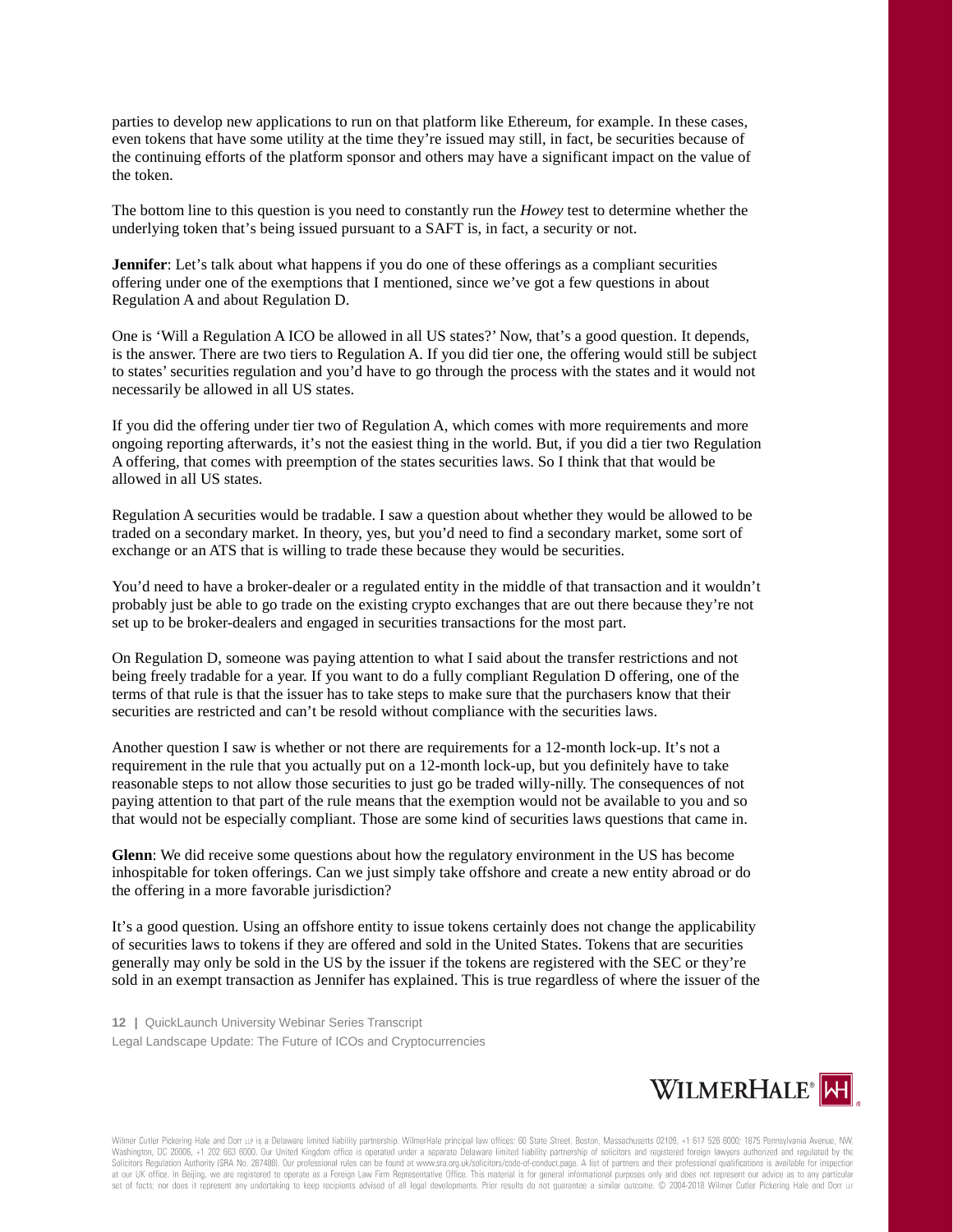parties to develop new applications to run on that platform like Ethereum, for example. In these cases, even tokens that have some utility at the time they're issued may still, in fact, be securities because of the continuing efforts of the platform sponsor and others may have a significant impact on the value of the token.

The bottom line to this question is you need to constantly run the *Howey* test to determine whether the underlying token that's being issued pursuant to a SAFT is, in fact, a security or not.

**Jennifer**: Let's talk about what happens if you do one of these offerings as a compliant securities offering under one of the exemptions that I mentioned, since we've got a few questions in about Regulation A and about Regulation D.

One is 'Will a Regulation A ICO be allowed in all US states?' Now, that's a good question. It depends, is the answer. There are two tiers to Regulation A. If you did tier one, the offering would still be subject to states' securities regulation and you'd have to go through the process with the states and it would not necessarily be allowed in all US states.

If you did the offering under tier two of Regulation A, which comes with more requirements and more ongoing reporting afterwards, it's not the easiest thing in the world. But, if you did a tier two Regulation A offering, that comes with preemption of the states securities laws. So I think that that would be allowed in all US states.

Regulation A securities would be tradable. I saw a question about whether they would be allowed to be traded on a secondary market. In theory, yes, but you'd need to find a secondary market, some sort of exchange or an ATS that is willing to trade these because they would be securities.

You'd need to have a broker-dealer or a regulated entity in the middle of that transaction and it wouldn't probably just be able to go trade on the existing crypto exchanges that are out there because they're not set up to be broker-dealers and engaged in securities transactions for the most part.

On Regulation D, someone was paying attention to what I said about the transfer restrictions and not being freely tradable for a year. If you want to do a fully compliant Regulation D offering, one of the terms of that rule is that the issuer has to take steps to make sure that the purchasers know that their securities are restricted and can't be resold without compliance with the securities laws.

Another question I saw is whether or not there are requirements for a 12-month lock-up. It's not a requirement in the rule that you actually put on a 12-month lock-up, but you definitely have to take reasonable steps to not allow those securities to just go be traded willy-nilly. The consequences of not paying attention to that part of the rule means that the exemption would not be available to you and so that would not be especially compliant. Those are some kind of securities laws questions that came in.

**Glenn**: We did receive some questions about how the regulatory environment in the US has become inhospitable for token offerings. Can we just simply take offshore and create a new entity abroad or do the offering in a more favorable jurisdiction?

It's a good question. Using an offshore entity to issue tokens certainly does not change the applicability of securities laws to tokens if they are offered and sold in the United States. Tokens that are securities generally may only be sold in the US by the issuer if the tokens are registered with the SEC or they're sold in an exempt transaction as Jennifer has explained. This is true regardless of where the issuer of the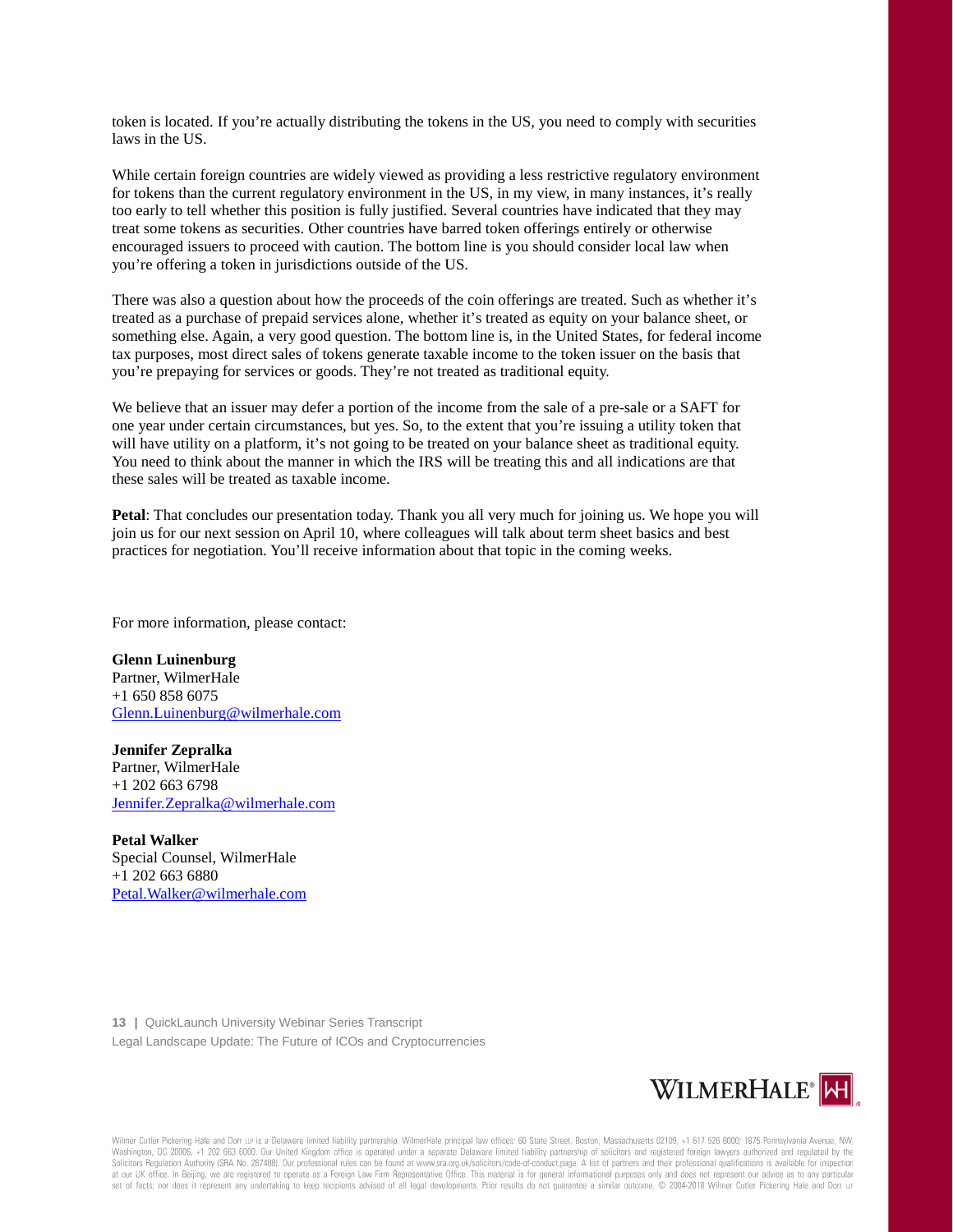token is located. If you're actually distributing the tokens in the US, you need to comply with securities laws in the US.

While certain foreign countries are widely viewed as providing a less restrictive regulatory environment for tokens than the current regulatory environment in the US, in my view, in many instances, it's really too early to tell whether this position is fully justified. Several countries have indicated that they may treat some tokens as securities. Other countries have barred token offerings entirely or otherwise encouraged issuers to proceed with caution. The bottom line is you should consider local law when you're offering a token in jurisdictions outside of the US.

There was also a question about how the proceeds of the coin offerings are treated. Such as whether it's treated as a purchase of prepaid services alone, whether it's treated as equity on your balance sheet, or something else. Again, a very good question. The bottom line is, in the United States, for federal income tax purposes, most direct sales of tokens generate taxable income to the token issuer on the basis that you're prepaying for services or goods. They're not treated as traditional equity.

We believe that an issuer may defer a portion of the income from the sale of a pre-sale or a SAFT for one year under certain circumstances, but yes. So, to the extent that you're issuing a utility token that will have utility on a platform, it's not going to be treated on your balance sheet as traditional equity. You need to think about the manner in which the IRS will be treating this and all indications are that these sales will be treated as taxable income.

**Petal**: That concludes our presentation today. Thank you all very much for joining us. We hope you will join us for our next session on April 10, where colleagues will talk about term sheet basics and best practices for negotiation. You'll receive information about that topic in the coming weeks.

For more information, please contact:

**Glenn Luinenburg**
Partner, WilmerHale
+1 650 858 6075
Glenn.Luinenburg@wilmerhale.com

**Jennifer Zepralka**
Partner, WilmerHale
+1 202 663 6798
Jennifer.Zepralka@wilmerhale.com

**Petal Walker**
Special Counsel, WilmerHale
+1 202 663 6880
Petal.Walker@wilmerhale.com

Wilmer Cutler Pickering Hale and Dorr LLP is a Delaware limited liability partnership. WilmerHale principal law offices: 60 State Street, Boston, Massachusetts 02109, +1 617 526 6000; 1875 Pennsylvania Avenue, NW, Washington, DC 20006, +1 202 663 6000. Our United Kingdom office is operated under a separate Delaware limited liability partnership of solicitors and registered foreign lawyers authorized and regulated by the Solicitors Regulation Authority (SRA No. 287488). Our professional rules can be found at www.sra.org.uk/solicitors/code-of-conduct.page. A list of partners and their professional qualifications is available for inspection at our UK office. In Beijing, we are registered to operate as a Foreign Law Firm Representative Office. This material is for general informational purposes only and does not represent our advice as to any particular set of facts; nor does it represent any undertaking to keep recipients advised of all legal developments. Prior results do not guarantee a similar outcome. © 2004-2018 Wilmer Cutler Pickering Hale and Dorr LLP